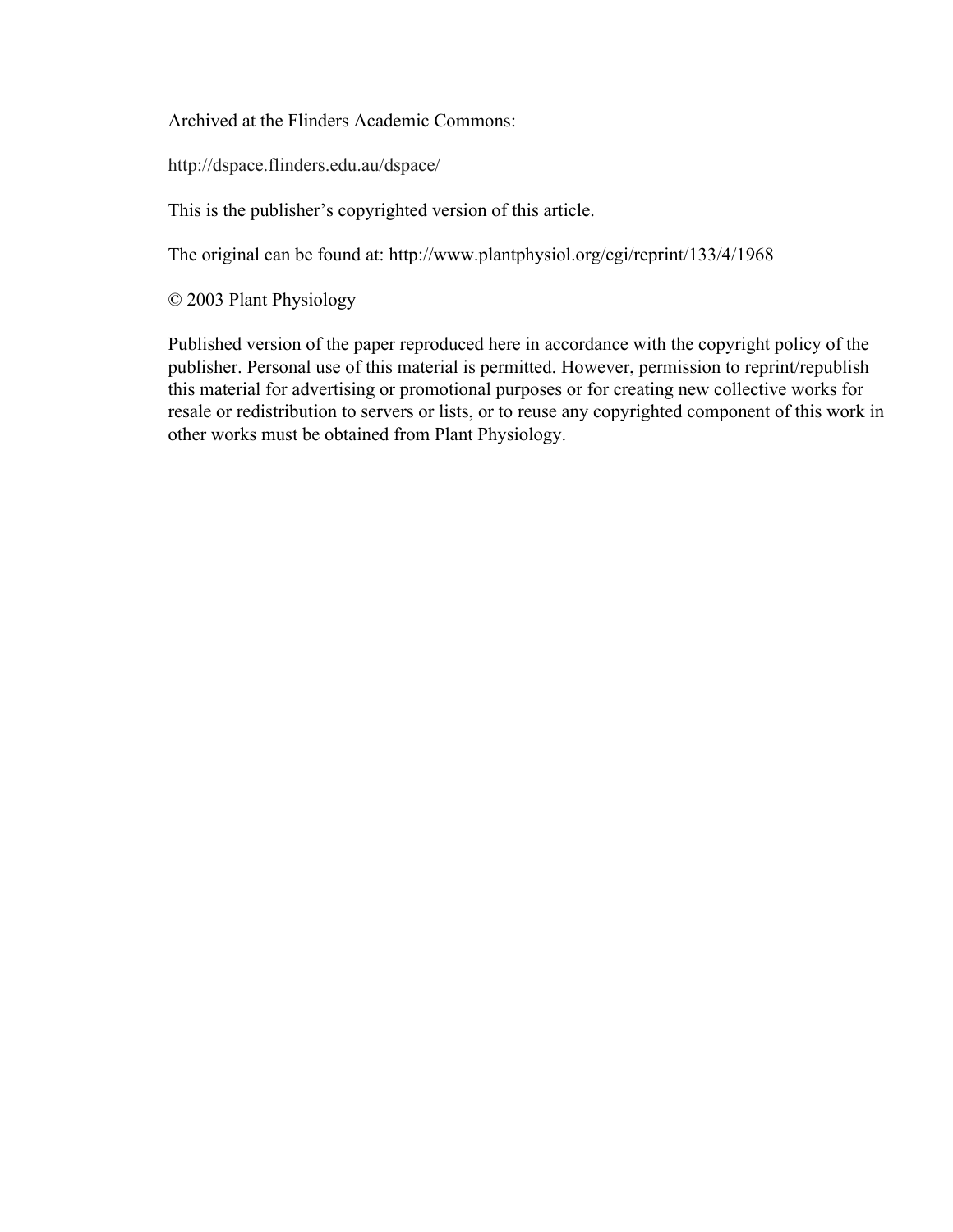Archived at the Flinders Academic Commons:

http://dspace.flinders.edu.au/dspace/

This is the publisher's copyrighted version of this article.

The original can be found at: http://www.plantphysiol.org/cgi/reprint/133/4/1968

© 2003 Plant Physiology

Published version of the paper reproduced here in accordance with the copyright policy of the publisher. Personal use of this material is permitted. However, permission to reprint/republish this material for advertising or promotional purposes or for creating new collective works for resale or redistribution to servers or lists, or to reuse any copyrighted component of this work in other works must be obtained from Plant Physiology.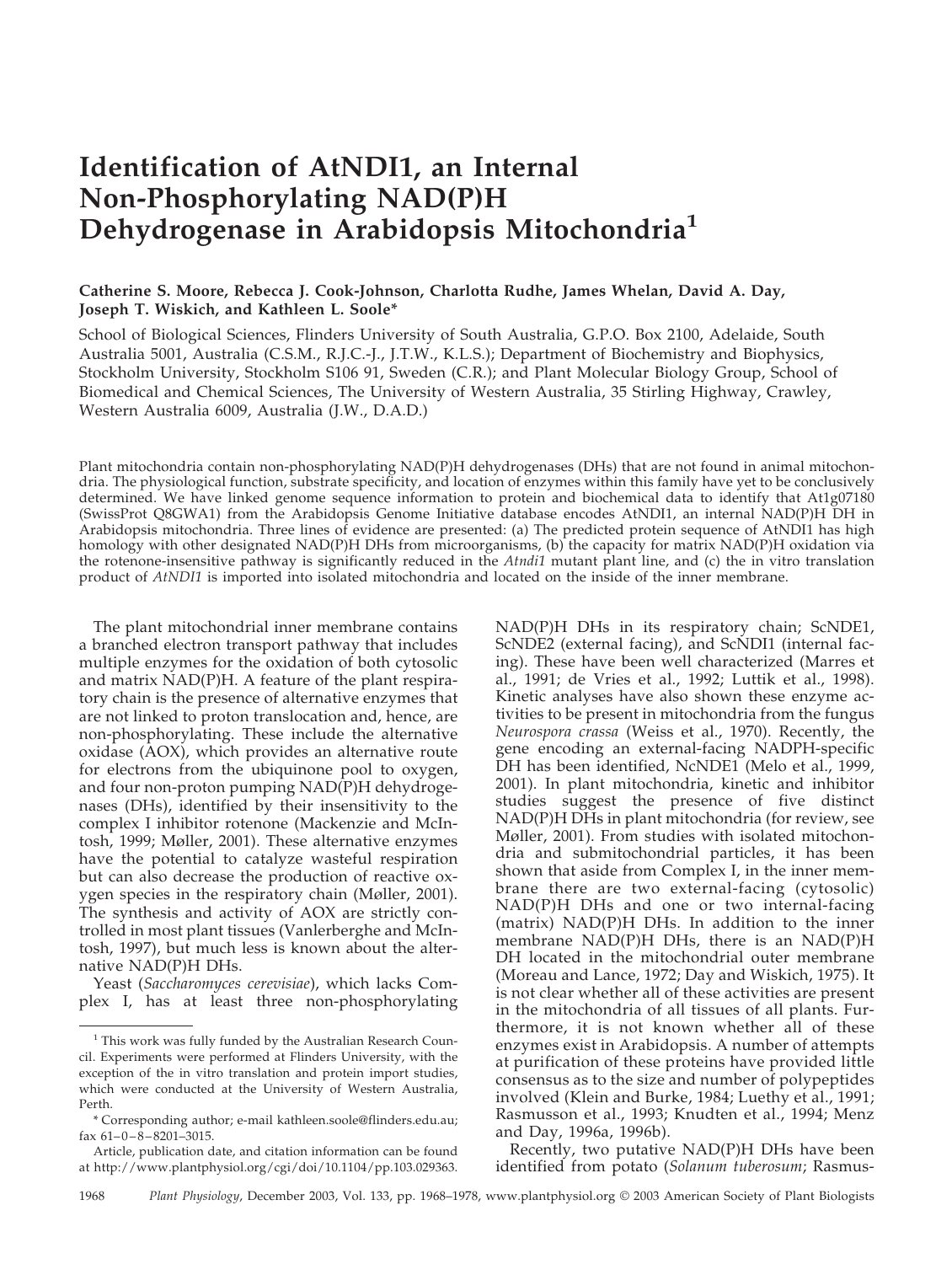# Identification of AtNDI1, an Internal Non-Phosphorylating NAD(P)H Dehydrogenase in Arabidopsis Mitochondria[1]

**Catherine S. Moore, Rebecca J. Cook-Johnson, Charlotta Rudhe, James Whelan, David A. Day, Joseph T. Wiskich, and Kathleen L. Soole***

School of Biological Sciences, Flinders University of South Australia, G.P.O. Box 2100, Adelaide, South Australia 5001, Australia (C.S.M., R.J.C.-J., J.T.W., K.L.S.); Department of Biochemistry and Biophysics, Stockholm University, Stockholm S106 91, Sweden (C.R.); and Plant Molecular Biology Group, School of Biomedical and Chemical Sciences, The University of Western Australia, 35 Stirling Highway, Crawley, Western Australia 6009, Australia (J.W., D.A.D.)

Plant mitochondria contain non-phosphorylating NAD(P)H dehydrogenases (DHs) that are not found in animal mitochondria. The physiological function, substrate specificity, and location of enzymes within this family have yet to be conclusively determined. We have linked genome sequence information to protein and biochemical data to identify that At1g07180 (SwissProt Q8GWA1) from the Arabidopsis Genome Initiative database encodes AtNDI1, an internal NAD(P)H DH in Arabidopsis mitochondria. Three lines of evidence are presented: (a) The predicted protein sequence of AtNDI1 has high homology with other designated NAD(P)H DHs from microorganisms, (b) the capacity for matrix NAD(P)H oxidation via the rotenone-insensitive pathway is significantly reduced in the *Atndi1* mutant plant line, and (c) the in vitro translation product of *AtNDI1* is imported into isolated mitochondria and located on the inside of the inner membrane.

The plant mitochondrial inner membrane contains a branched electron transport pathway that includes multiple enzymes for the oxidation of both cytosolic and matrix NAD(P)H. A feature of the plant respiratory chain is the presence of alternative enzymes that are not linked to proton translocation and, hence, are non-phosphorylating. These include the alternative oxidase (AOX), which provides an alternative route for electrons from the ubiquinone pool to oxygen, and four non-proton pumping NAD(P)H dehydrogenases (DHs), identified by their insensitivity to the complex I inhibitor rotenone (Mackenzie and McIntosh, 1999; Møller, 2001). These alternative enzymes have the potential to catalyze wasteful respiration but can also decrease the production of reactive oxygen species in the respiratory chain (Møller, 2001). The synthesis and activity of AOX are strictly controlled in most plant tissues (Vanlerberghe and McIntosh, 1997), but much less is known about the alternative NAD(P)H DHs.

Yeast (*Saccharomyces cerevisiae*), which lacks Complex I, has at least three non-phosphorylating NAD(P)H DHs in its respiratory chain; ScNDE1, ScNDE2 (external facing), and ScNDI1 (internal facing). These have been well characterized (Marres et al., 1991; de Vries et al., 1992; Luttik et al., 1998). Kinetic analyses have also shown these enzyme activities to be present in mitochondria from the fungus *Neurospora crassa* (Weiss et al., 1970). Recently, the gene encoding an external-facing NADPH-specific DH has been identified, NcNDE1 (Melo et al., 1999, 2001). In plant mitochondria, kinetic and inhibitor studies suggest the presence of five distinct NAD(P)H DHs in plant mitochondria (for review, see Møller, 2001). From studies with isolated mitochondria and submitochondrial particles, it has been shown that aside from Complex I, in the inner membrane there are two external-facing (cytosolic) NAD(P)H DHs and one or two internal-facing (matrix) NAD(P)H DHs. In addition to the inner membrane NAD(P)H DHs, there is an NAD(P)H DH located in the mitochondrial outer membrane (Moreau and Lance, 1972; Day and Wiskich, 1975). It is not clear whether all of these activities are present in the mitochondria of all tissues of all plants. Furthermore, it is not known whether all of these enzymes exist in Arabidopsis. A number of attempts at purification of these proteins have provided little consensus as to the size and number of polypeptides involved (Klein and Burke, 1984; Luethy et al., 1991; Rasmusson et al., 1993; Knudten et al., 1994; Menz and Day, 1996a, 1996b).

Recently, two putative NAD(P)H DHs have been identified from potato (*Solanum tuberosum*; Rasmus-

---

[1] This work was fully funded by the Australian Research Council. Experiments were performed at Flinders University, with the exception of the in vitro translation and protein import studies, which were conducted at the University of Western Australia, Perth.

\* Corresponding author; e-mail kathleen.soole@flinders.edu.au; fax 61–0–8–8201–3015.

Article, publication date, and citation information can be found at http://www.plantphysiol.org/cgi/doi/10.1104/pp.103.029363.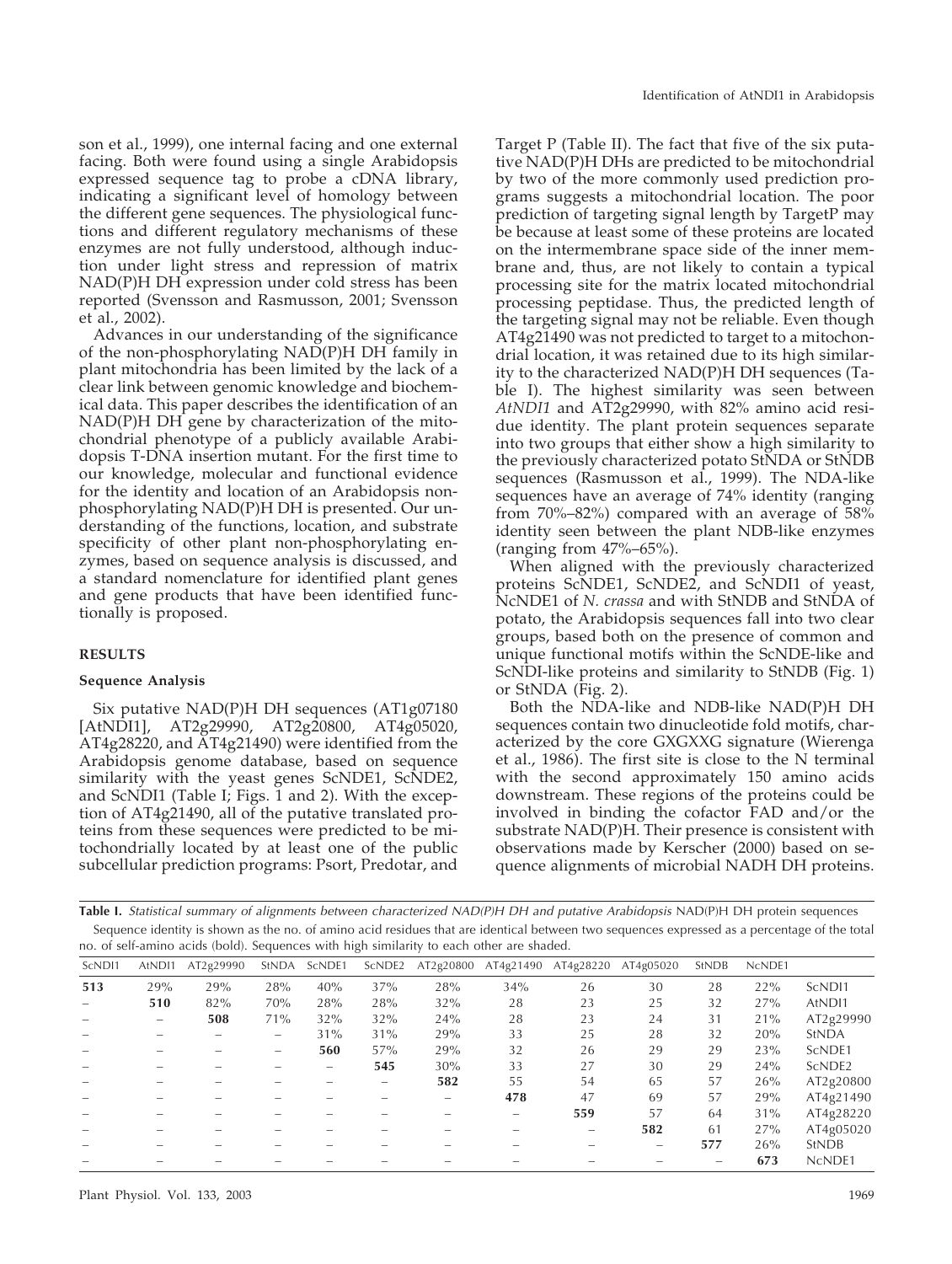son et al., 1999), one internal facing and one external facing. Both were found using a single Arabidopsis expressed sequence tag to probe a cDNA library, indicating a significant level of homology between the different gene sequences. The physiological functions and different regulatory mechanisms of these enzymes are not fully understood, although induction under light stress and repression of matrix NAD(P)H DH expression under cold stress has been reported (Svensson and Rasmusson, 2001; Svensson et al., 2002).

Advances in our understanding of the significance of the non-phosphorylating NAD(P)H DH family in plant mitochondria has been limited by the lack of a clear link between genomic knowledge and biochemical data. This paper describes the identification of an NAD(P)H DH gene by characterization of the mitochondrial phenotype of a publicly available Arabidopsis T-DNA insertion mutant. For the first time to our knowledge, molecular and functional evidence for the identity and location of an Arabidopsis non-phosphorylating NAD(P)H DH is presented. Our understanding of the functions, location, and substrate specificity of other plant non-phosphorylating enzymes, based on sequence analysis is discussed, and a standard nomenclature for identified plant genes and gene products that have been identified functionally is proposed.

## RESULTS

### Sequence Analysis

Six putative NAD(P)H DH sequences (AT1g07180 [AtNDI1], AT2g29990, AT2g20800, AT4g05020, AT4g28220, and AT4g21490) were identified from the Arabidopsis genome database, based on sequence similarity with the yeast genes ScNDE1, ScNDE2, and ScNDI1 (Table I; Figs. 1 and 2). With the exception of AT4g21490, all of the putative translated proteins from these sequences were predicted to be mitochondrially located by at least one of the public subcellular prediction programs: Psort, Predotar, and Target P (Table II). The fact that five of the six putative NAD(P)H DHs are predicted to be mitochondrial by two of the more commonly used prediction programs suggests a mitochondrial location. The poor prediction of targeting signal length by TargetP may be because at least some of these proteins are located on the intermembrane space side of the inner membrane and, thus, are not likely to contain a typical processing site for the matrix located mitochondrial processing peptidase. Thus, the predicted length of the targeting signal may not be reliable. Even though AT4g21490 was not predicted to target to a mitochondrial location, it was retained due to its high similarity to the characterized NAD(P)H DH sequences (Table I). The highest similarity was seen between *AtNDI1* and AT2g29990, with 82% amino acid residue identity. The plant protein sequences separate into two groups that either show a high similarity to the previously characterized potato StNDA or StNDB sequences (Rasmusson et al., 1999). The NDA-like sequences have an average of 74% identity (ranging from 70%–82%) compared with an average of 58% identity seen between the plant NDB-like enzymes (ranging from 47%–65%).

When aligned with the previously characterized proteins ScNDE1, ScNDE2, and ScNDI1 of yeast, NcNDE1 of *N. crassa* and with StNDB and StNDA of potato, the Arabidopsis sequences fall into two clear groups, based both on the presence of common and unique functional motifs within the ScNDE-like and ScNDI-like proteins and similarity to StNDB (Fig. 1) or StNDA (Fig. 2).

Both the NDA-like and NDB-like NAD(P)H DH sequences contain two dinucleotide fold motifs, characterized by the core GXGXXG signature (Wierenga et al., 1986). The first site is close to the N terminal with the second approximately 150 amino acids downstream. These regions of the proteins could be involved in binding the cofactor FAD and/or the substrate NAD(P)H. Their presence is consistent with observations made by Kerscher (2000) based on sequence alignments of microbial NADH DH proteins.

**Table I.** *Statistical summary of alignments between characterized NAD(P)H DH and putative Arabidopsis* NAD(P)H DH protein sequences

Sequence identity is shown as the no. of amino acid residues that are identical between two sequences expressed as a percentage of the total no. of self-amino acids (bold). Sequences with high similarity to each other are shaded.

| ScNDI1 | AtNDI1 | AT2g29990 | StNDA | ScNDE1 | ScNDE2 | AT2g20800 | AT4g21490 | AT4g28220 | AT4g05020 | StNDB | NcNDE1 | |
|---|---|---|---|---|---|---|---|---|---|---|---|---|
| **513** | 29% | 29% | 28% | 40% | 37% | 28% | 34% | 26 | 30 | 28 | 22% | ScNDI1 |
| – | **510** | 82% | 70% | 28% | 28% | 32% | 28 | 23 | 25 | 32 | 27% | AtNDI1 |
| – | – | **508** | 71% | 32% | 32% | 24% | 28 | 23 | 24 | 31 | 21% | AT2g29990 |
| – | – | – | – | 31% | 31% | 29% | 33 | 25 | 28 | 32 | 20% | StNDA |
| – | – | – | – | **560** | 57% | 29% | 32 | 26 | 29 | 29 | 23% | ScNDE1 |
| – | – | – | – | – | **545** | 30% | 33 | 27 | 30 | 29 | 24% | ScNDE2 |
| – | – | – | – | – | – | **582** | 55 | 54 | 65 | 57 | 26% | AT2g20800 |
| – | – | – | – | – | – | – | **478** | 47 | 69 | 57 | 29% | AT4g21490 |
| – | – | – | – | – | – | – | – | **559** | 57 | 64 | 31% | AT4g28220 |
| – | – | – | – | – | – | – | – | – | **582** | 61 | 27% | AT4g05020 |
| – | – | – | – | – | – | – | – | – | – | **577** | 26% | StNDB |
| – | – | – | – | – | – | – | – | – | – | – | **673** | NcNDE1 |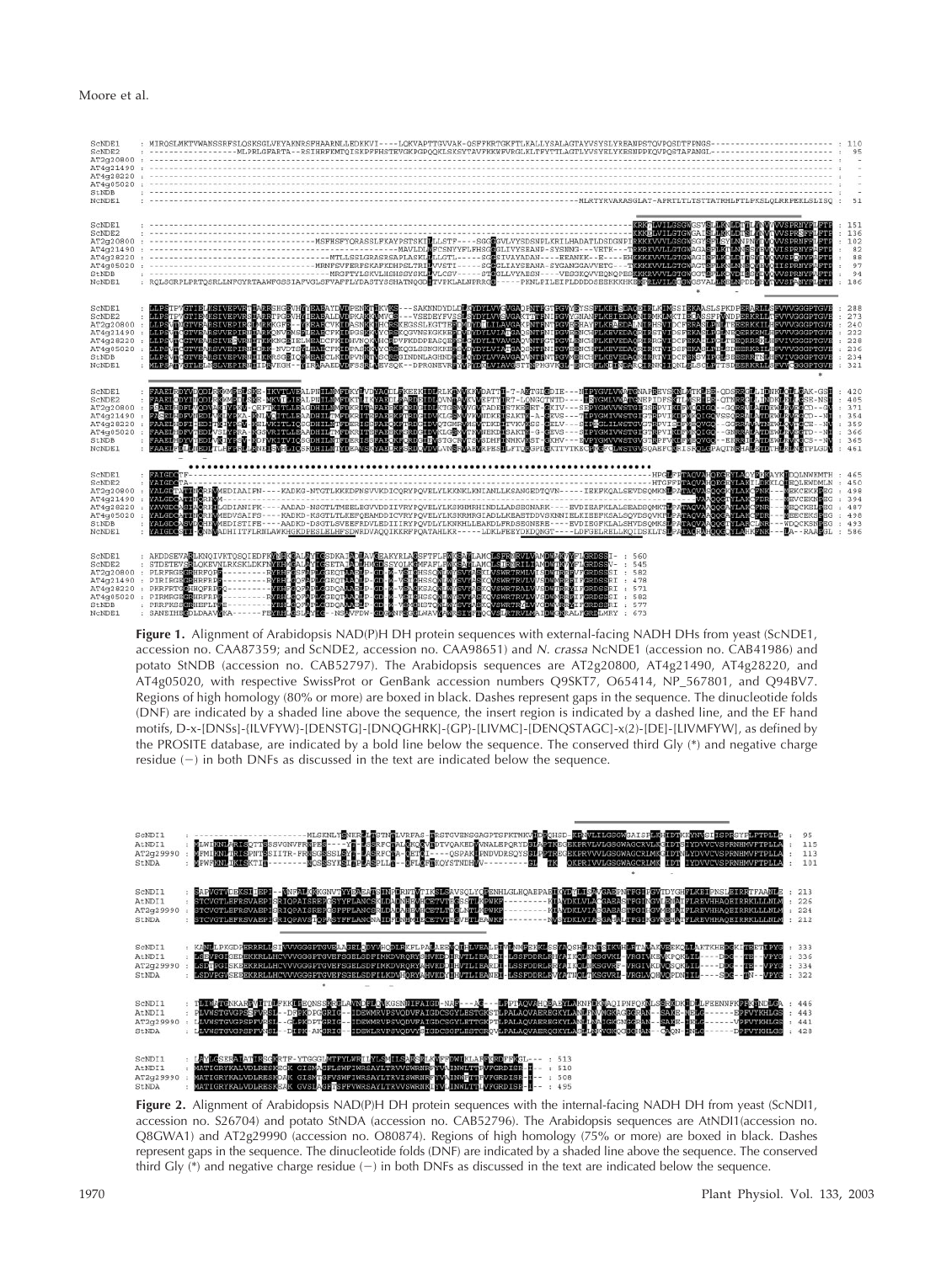**Figure 1.** Alignment of Arabidopsis NAD(P)H DH protein sequences with external-facing NADH DHs from yeast (ScNDE1, accession no. CAA87359; and ScNDE2, accession no. CAA98651) and *N. crassa* NcNDE1 (accession no. CAB41986) and potato StNDB (accession no. CAB52797). The Arabidopsis sequences are AT2g20800, AT4g21490, AT4g28220, and AT4g05020, with respective SwissProt or GenBank accession numbers Q9SKT7, O65414, NP_567801, and Q94BV7. Regions of high homology (80% or more) are boxed in black. Dashes represent gaps in the sequence. The dinucleotide folds (DNF) are indicated by a shaded line above the sequence, the insert region is indicated by a dashed line, and the EF hand motifs, D-x-[DNSs]-{ILVFYW}-[DENSTG]-[DNQGHRK]-{GP}-[LIVMC]-[DENQSTAGC]-x(2)-[DE]-[LIVMFYW], as defined by the PROSITE database, are indicated by a bold line below the sequence. The conserved third Gly (*) and negative charge residue (−) in both DNFs as discussed in the text are indicated below the sequence.

**Figure 2.** Alignment of Arabidopsis NAD(P)H DH protein sequences with the internal-facing NADH DH from yeast (ScNDI1, accession no. S26704) and potato StNDA (accession no. CAB52796). The Arabidopsis sequences are AtNDI1(accession no. Q8GWA1) and AT2g29990 (accession no. O80874). Regions of high homology (75% or more) are boxed in black. Dashes represent gaps in the sequence. The dinucleotide folds (DNF) are indicated by a shaded line above the sequence. The conserved third Gly (*) and negative charge residue (−) in both DNFs as discussed in the text are indicated below the sequence.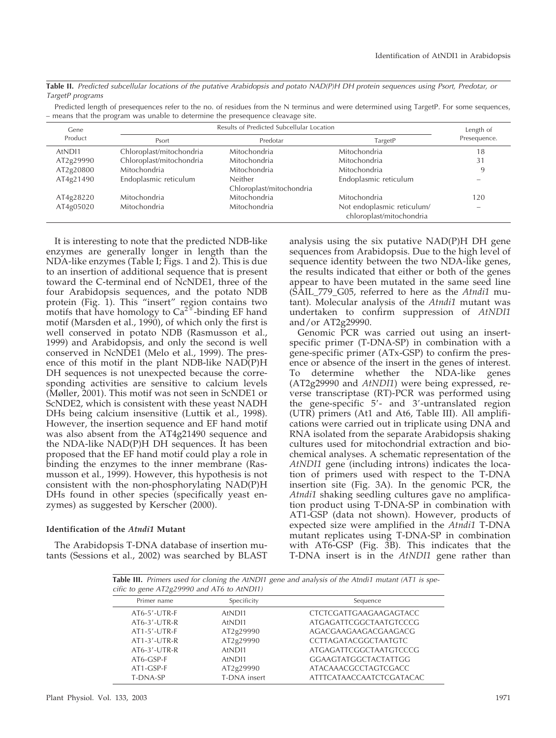**Table II.** *Predicted subcellular locations of the putative Arabidopsis and potato NAD(P)H DH protein sequences using Psort, Predotar, or TargetP programs*

Predicted length of presequences refer to the no. of residues from the N terminus and were determined using TargetP. For some sequences, – means that the program was unable to determine the presequence cleavage site.

| Gene Product | Results of Predicted Subcellular Location | | | Length of Presequence. |
|---|---|---|---|---|
| | Psort | Predotar | TargetP | |
| AtNDI1 | Chloroplast/mitochondria | Mitochondria | Mitochondria | 18 |
| AT2g29990 | Chloroplast/mitochondria | Mitochondria | Mitochondria | 31 |
| AT2g20800 | Mitochondria | Mitochondria | Mitochondria | 9 |
| AT4g21490 | Endoplasmic reticulum | Neither Chloroplast/mitochondria | Endoplasmic reticulum | – |
| AT4g28220 | Mitochondria | Mitochondria | Mitochondria | 120 |
| AT4g05020 | Mitochondria | Mitochondria | Not endoplasmic reticulum/ chloroplast/mitochondria | – |

It is interesting to note that the predicted NDB-like enzymes are generally longer in length than the NDA-like enzymes (Table I; Figs. 1 and 2). This is due to an insertion of additional sequence that is present toward the C-terminal end of NcNDE1, three of the four Arabidopsis sequences, and the potato NDB protein (Fig. 1). This "insert" region contains two motifs that have homology to $Ca^{2+}$-binding EF hand motif (Marsden et al., 1990), of which only the first is well conserved in potato NDB (Rasmusson et al., 1999) and Arabidopsis, and only the second is well conserved in NcNDE1 (Melo et al., 1999). The presence of this motif in the plant NDB-like NAD(P)H DH sequences is not unexpected because the corresponding activities are sensitive to calcium levels (Møller, 2001). This motif was not seen in ScNDE1 or ScNDE2, which is consistent with these yeast NADH DHs being calcium insensitive (Luttik et al., 1998). However, the insertion sequence and EF hand motif was also absent from the AT4g21490 sequence and the NDA-like NAD(P)H DH sequences. It has been proposed that the EF hand motif could play a role in binding the enzymes to the inner membrane (Rasmusson et al., 1999). However, this hypothesis is not consistent with the non-phosphorylating NAD(P)H DHs found in other species (specifically yeast enzymes) as suggested by Kerscher (2000).

#### Identification of the *Atndi1* Mutant

The Arabidopsis T-DNA database of insertion mutants (Sessions et al., 2002) was searched by BLAST analysis using the six putative NAD(P)H DH gene sequences from Arabidopsis. Due to the high level of sequence identity between the two NDA-like genes, the results indicated that either or both of the genes appear to have been mutated in the same seed line (SAIL_779_G05, referred to here as the *Atndi1* mutant). Molecular analysis of the *Atndi1* mutant was undertaken to confirm suppression of *AtNDI1* and/or AT2g29990.

Genomic PCR was carried out using an insert-specific primer (T-DNA-SP) in combination with a gene-specific primer (ATx-GSP) to confirm the presence or absence of the insert in the genes of interest. To determine whether the NDA-like genes (AT2g29990 and *AtNDI1*) were being expressed, reverse transcriptase (RT)-PCR was performed using the gene-specific 5′- and 3′-untranslated region (UTR) primers (At1 and At6, Table III). All amplifications were carried out in triplicate using DNA and RNA isolated from the separate Arabidopsis shaking cultures used for mitochondrial extraction and biochemical analyses. A schematic representation of the *AtNDI1* gene (including introns) indicates the location of primers used with respect to the T-DNA insertion site (Fig. 3A). In the genomic PCR, the *Atndi1* shaking seedling cultures gave no amplification product using T-DNA-SP in combination with AT1-GSP (data not shown). However, products of expected size were amplified in the *Atndi1* T-DNA mutant replicates using T-DNA-SP in combination with AT6-GSP (Fig. 3B). This indicates that the T-DNA insert is in the *AtNDI1* gene rather than

**Table III.** *Primers used for cloning the AtNDI1 gene and analysis of the Atndi1 mutant (AT1 is specific to gene AT2g29990 and AT6 to AtNDI1)*

| Primer name | Specificity | Sequence |
|---|---|---|
| AT6-5′-UTR-F | AtNDI1 | CTCTCGATTGAAGAAGAGTACC |
| AT6-3′-UTR-R | AtNDI1 | ATGAGATTCGGCTAATGTCCCG |
| AT1-5′-UTR-F | AT2g29990 | AGACGAAGAAGACGAAGACG |
| AT1-3′-UTR-R | AT2g29990 | CCTTAGATACGGCTAATGTC |
| AT6-3′-UTR-R | AtNDI1 | ATGAGATTCGGCTAATGTCCCG |
| AT6-GSP-F | AtNDI1 | GGAAGTATGGCTACTATTGG |
| AT1-GSP-F | AT2g29990 | ATACAAACGCCTAGTCGACC |
| T-DNA-SP | T-DNA insert | ATTTCATAACCAATCTCGATACAC |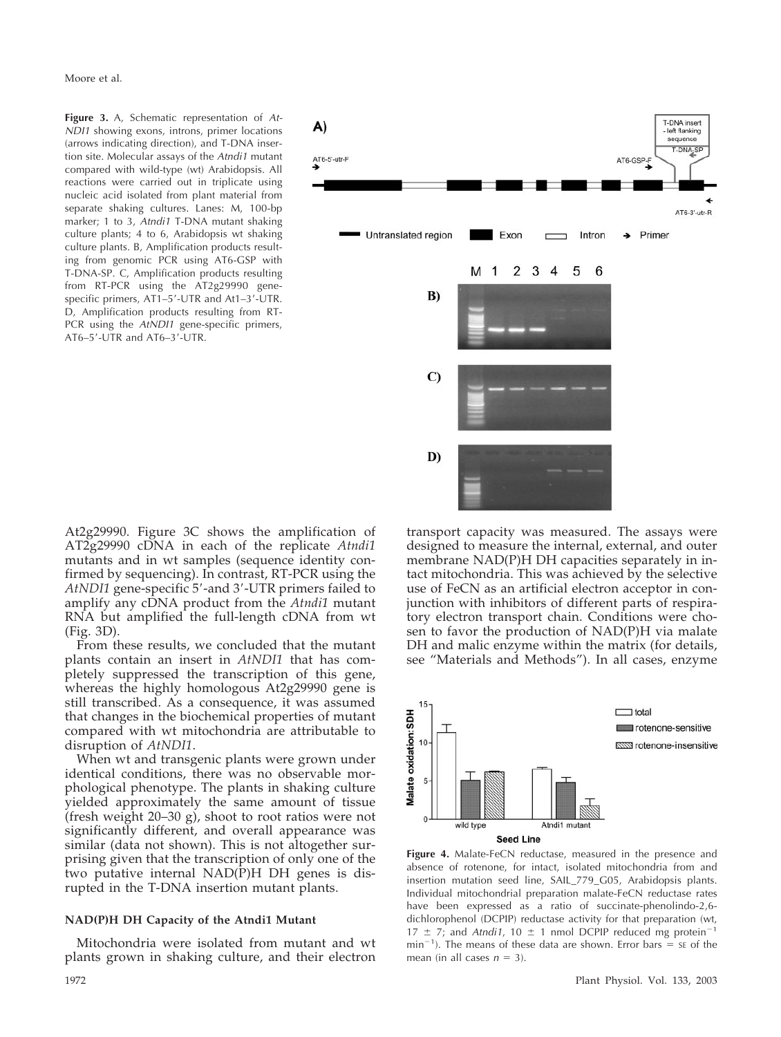**Figure 3.** A, Schematic representation of *AtNDI1* showing exons, introns, primer locations (arrows indicating direction), and T-DNA insertion site. Molecular assays of the *Atndi1* mutant compared with wild-type (wt) Arabidopsis. All reactions were carried out in triplicate using nucleic acid isolated from plant material from separate shaking cultures. Lanes: M, 100-bp marker; 1 to 3, *Atndi1* T-DNA mutant shaking culture plants; 4 to 6, Arabidopsis wt shaking culture plants. B, Amplification products resulting from genomic PCR using AT6-GSP with T-DNA-SP. C, Amplification products resulting from RT-PCR using the AT2g29990 gene-specific primers, AT1–5′-UTR and At1–3′-UTR. D, Amplification products resulting from RT-PCR using the *AtNDI1* gene-specific primers, AT6–5′-UTR and AT6–3′-UTR.

At2g29990. Figure 3C shows the amplification of AT2g29990 cDNA in each of the replicate *Atndi1* mutants and in wt samples (sequence identity confirmed by sequencing). In contrast, RT-PCR using the *AtNDI1* gene-specific 5′-and 3′-UTR primers failed to amplify any cDNA product from the *Atndi1* mutant RNA but amplified the full-length cDNA from wt (Fig. 3D).

From these results, we concluded that the mutant plants contain an insert in *AtNDI1* that has completely suppressed the transcription of this gene, whereas the highly homologous At2g29990 gene is still transcribed. As a consequence, it was assumed that changes in the biochemical properties of mutant compared with wt mitochondria are attributable to disruption of *AtNDI1*.

When wt and transgenic plants were grown under identical conditions, there was no observable morphological phenotype. The plants in shaking culture yielded approximately the same amount of tissue (fresh weight 20–30 g), shoot to root ratios were not significantly different, and overall appearance was similar (data not shown). This is not altogether surprising given that the transcription of only one of the two putative internal NAD(P)H DH genes is disrupted in the T-DNA insertion mutant plants.

### NAD(P)H DH Capacity of the Atndi1 Mutant

Mitochondria were isolated from mutant and wt plants grown in shaking culture, and their electron transport capacity was measured. The assays were designed to measure the internal, external, and outer membrane NAD(P)H DH capacities separately in intact mitochondria. This was achieved by the selective use of FeCN as an artificial electron acceptor in conjunction with inhibitors of different parts of respiratory electron transport chain. Conditions were chosen to favor the production of NAD(P)H via malate DH and malic enzyme within the matrix (for details, see "Materials and Methods"). In all cases, enzyme

**Figure 4.** Malate-FeCN reductase, measured in the presence and absence of rotenone, for intact, isolated mitochondria from and insertion mutation seed line, SAIL_779_G05, Arabidopsis plants. Individual mitochondrial preparation malate-FeCN reductase rates have been expressed as a ratio of succinate-phenolindo-2,6-dichlorophenol (DCPIP) reductase activity for that preparation (wt, 17 ± 7; and *Atndi1*, 10 ± 1 nmol DCPIP reduced mg protein$^{-1}$ min$^{-1}$). The means of these data are shown. Error bars = SE of the mean (in all cases $n = 3$).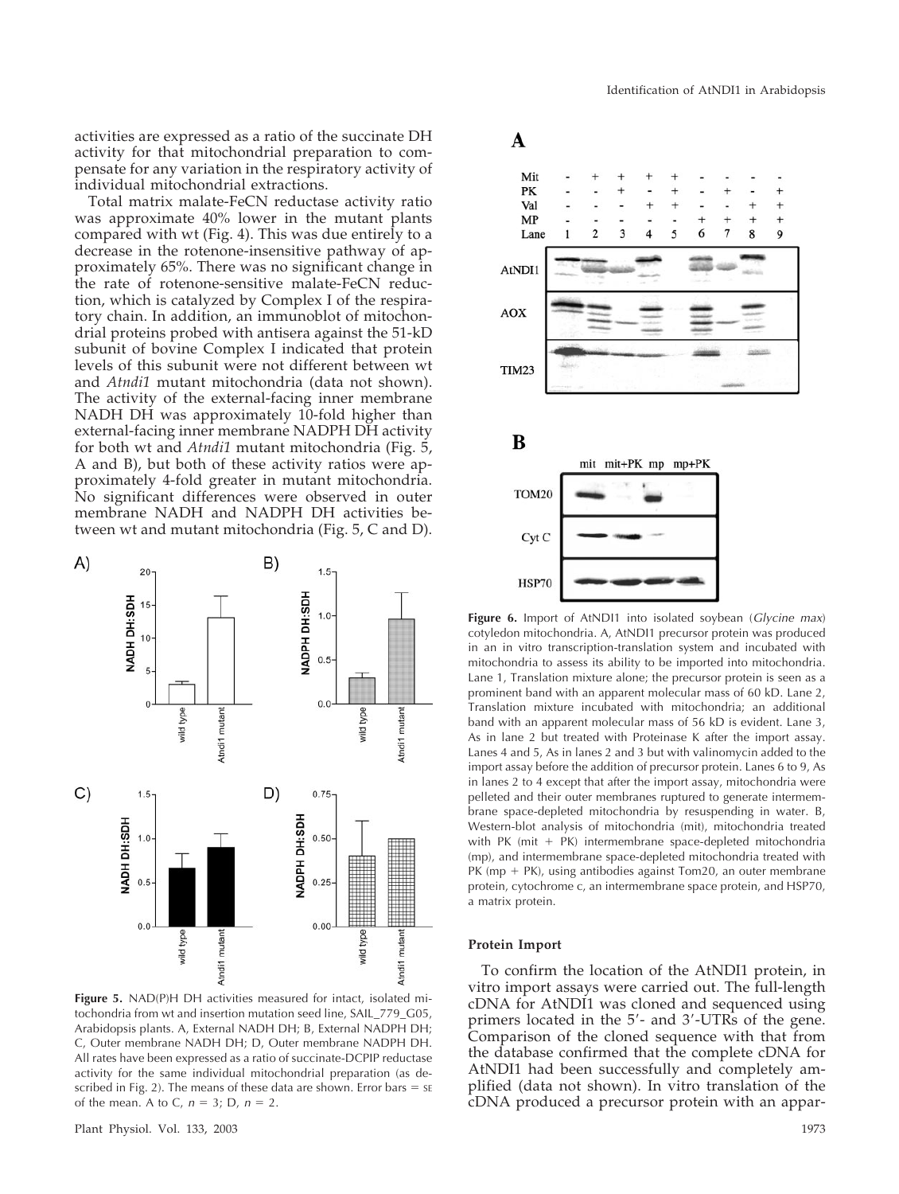activities are expressed as a ratio of the succinate DH activity for that mitochondrial preparation to compensate for any variation in the respiratory activity of individual mitochondrial extractions.

Total matrix malate-FeCN reductase activity ratio was approximate 40% lower in the mutant plants compared with wt (Fig. 4). This was due entirely to a decrease in the rotenone-insensitive pathway of approximately 65%. There was no significant change in the rate of rotenone-sensitive malate-FeCN reduction, which is catalyzed by Complex I of the respiratory chain. In addition, an immunoblot of mitochondrial proteins probed with antisera against the 51-kD subunit of bovine Complex I indicated that protein levels of this subunit were not different between wt and *Atndi1* mutant mitochondria (data not shown). The activity of the external-facing inner membrane NADH DH was approximately 10-fold higher than external-facing inner membrane NADPH DH activity for both wt and *Atndi1* mutant mitochondria (Fig. 5, A and B), but both of these activity ratios were approximately 4-fold greater in mutant mitochondria. No significant differences were observed in outer membrane NADH and NADPH DH activities between wt and mutant mitochondria (Fig. 5, C and D).

**Figure 5.** NAD(P)H DH activities measured for intact, isolated mitochondria from wt and insertion mutation seed line, SAIL_779_G05, Arabidopsis plants. A, External NADH DH; B, External NADPH DH; C, Outer membrane NADH DH; D, Outer membrane NADPH DH. All rates have been expressed as a ratio of succinate-DCPIP reductase activity for the same individual mitochondrial preparation (as described in Fig. 2). The means of these data are shown. Error bars = SE of the mean. A to C, $n = 3$; D, $n = 2$.

**Figure 6.** Import of AtNDI1 into isolated soybean (*Glycine max*) cotyledon mitochondria. A, AtNDI1 precursor protein was produced in an in vitro transcription-translation system and incubated with mitochondria to assess its ability to be imported into mitochondria. Lane 1, Translation mixture alone; the precursor protein is seen as a prominent band with an apparent molecular mass of 60 kD. Lane 2, Translation mixture incubated with mitochondria; an additional band with an apparent molecular mass of 56 kD is evident. Lane 3, As in lane 2 but treated with Proteinase K after the import assay. Lanes 4 and 5, As in lanes 2 and 3 but with valinomycin added to the import assay before the addition of precursor protein. Lanes 6 to 9, As in lanes 2 to 4 except that after the import assay, mitochondria were pelleted and their outer membranes ruptured to generate intermembrane space-depleted mitochondria by resuspending in water. B, Western-blot analysis of mitochondria (mit), mitochondria treated with PK (mit + PK) intermembrane space-depleted mitochondria (mp), and intermembrane space-depleted mitochondria treated with PK (mp + PK), using antibodies against Tom20, an outer membrane protein, cytochrome c, an intermembrane space protein, and HSP70, a matrix protein.

### Protein Import

To confirm the location of the AtNDI1 protein, in vitro import assays were carried out. The full-length cDNA for AtNDI1 was cloned and sequenced using primers located in the 5′- and 3′-UTRs of the gene. Comparison of the cloned sequence with that from the database confirmed that the complete cDNA for AtNDI1 had been successfully and completely amplified (data not shown). In vitro translation of the cDNA produced a precursor protein with an appar-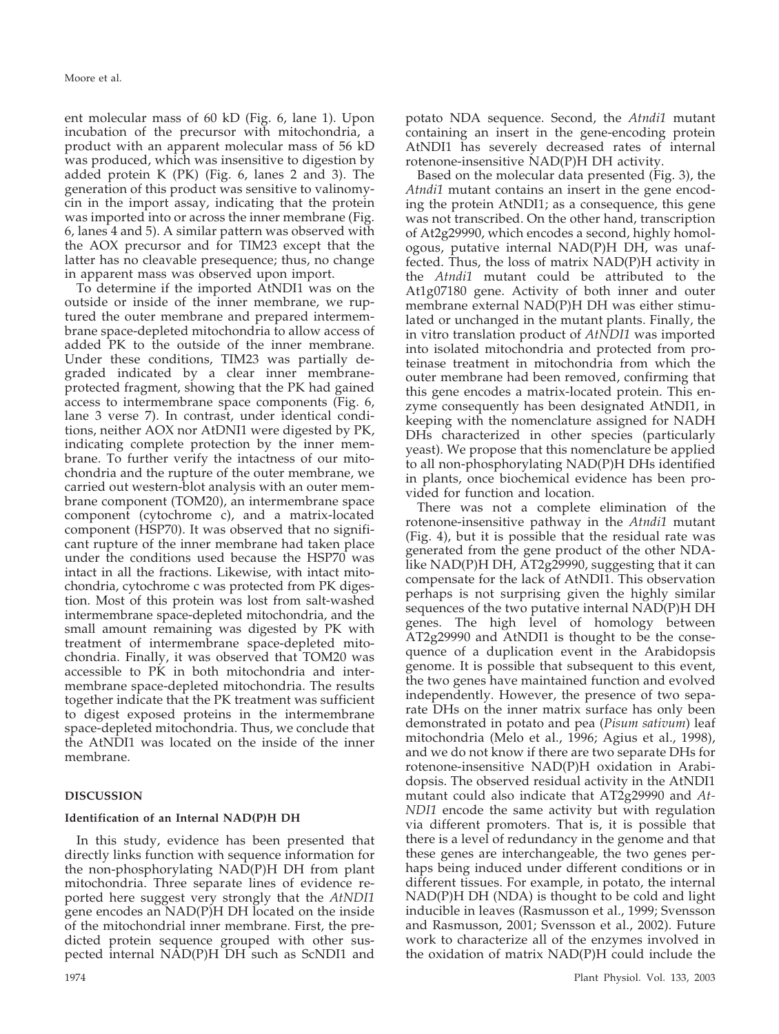ent molecular mass of 60 kD (Fig. 6, lane 1). Upon incubation of the precursor with mitochondria, a product with an apparent molecular mass of 56 kD was produced, which was insensitive to digestion by added protein K (PK) (Fig. 6, lanes 2 and 3). The generation of this product was sensitive to valinomycin in the import assay, indicating that the protein was imported into or across the inner membrane (Fig. 6, lanes 4 and 5). A similar pattern was observed with the AOX precursor and for TIM23 except that the latter has no cleavable presequence; thus, no change in apparent mass was observed upon import.

To determine if the imported AtNDI1 was on the outside or inside of the inner membrane, we ruptured the outer membrane and prepared intermembrane space-depleted mitochondria to allow access of added PK to the outside of the inner membrane. Under these conditions, TIM23 was partially degraded indicated by a clear inner membrane-protected fragment, showing that the PK had gained access to intermembrane space components (Fig. 6, lane 3 verse 7). In contrast, under identical conditions, neither AOX nor AtDNI1 were digested by PK, indicating complete protection by the inner membrane. To further verify the intactness of our mitochondria and the rupture of the outer membrane, we carried out western-blot analysis with an outer membrane component (TOM20), an intermembrane space component (cytochrome c), and a matrix-located component (HSP70). It was observed that no significant rupture of the inner membrane had taken place under the conditions used because the HSP70 was intact in all the fractions. Likewise, with intact mitochondria, cytochrome c was protected from PK digestion. Most of this protein was lost from salt-washed intermembrane space-depleted mitochondria, and the small amount remaining was digested by PK with treatment of intermembrane space-depleted mitochondria. Finally, it was observed that TOM20 was accessible to PK in both mitochondria and intermembrane space-depleted mitochondria. The results together indicate that the PK treatment was sufficient to digest exposed proteins in the intermembrane space-depleted mitochondria. Thus, we conclude that the AtNDI1 was located on the inside of the inner membrane.

## DISCUSSION

### Identification of an Internal NAD(P)H DH

In this study, evidence has been presented that directly links function with sequence information for the non-phosphorylating NAD(P)H DH from plant mitochondria. Three separate lines of evidence reported here suggest very strongly that the *AtNDI1* gene encodes an NAD(P)H DH located on the inside of the mitochondrial inner membrane. First, the predicted protein sequence grouped with other suspected internal NAD(P)H DH such as ScNDI1 and potato NDA sequence. Second, the *Atndi1* mutant containing an insert in the gene-encoding protein AtNDI1 has severely decreased rates of internal rotenone-insensitive NAD(P)H DH activity.

Based on the molecular data presented (Fig. 3), the *Atndi1* mutant contains an insert in the gene encoding the protein AtNDI1; as a consequence, this gene was not transcribed. On the other hand, transcription of At2g29990, which encodes a second, highly homologous, putative internal NAD(P)H DH, was unaffected. Thus, the loss of matrix NAD(P)H activity in the *Atndi1* mutant could be attributed to the At1g07180 gene. Activity of both inner and outer membrane external NAD(P)H DH was either stimulated or unchanged in the mutant plants. Finally, the in vitro translation product of *AtNDI1* was imported into isolated mitochondria and protected from proteinase treatment in mitochondria from which the outer membrane had been removed, confirming that this gene encodes a matrix-located protein. This enzyme consequently has been designated AtNDI1, in keeping with the nomenclature assigned for NADH DHs characterized in other species (particularly yeast). We propose that this nomenclature be applied to all non-phosphorylating NAD(P)H DHs identified in plants, once biochemical evidence has been provided for function and location.

There was not a complete elimination of the rotenone-insensitive pathway in the *Atndi1* mutant (Fig. 4), but it is possible that the residual rate was generated from the gene product of the other NDA-like NAD(P)H DH, At2g29990, suggesting that it can compensate for the lack of AtNDI1. This observation perhaps is not surprising given the highly similar sequences of the two putative internal NAD(P)H DH genes. The high level of homology between AT2g29990 and AtNDI1 is thought to be the consequence of a duplication event in the Arabidopsis genome. It is possible that subsequent to this event, the two genes have maintained function and evolved independently. However, the presence of two separate DHs on the inner matrix surface has only been demonstrated in potato and pea (*Pisum sativum*) leaf mitochondria (Melo et al., 1996; Agius et al., 1998), and we do not know if there are two separate DHs for rotenone-insensitive NAD(P)H oxidation in Arabidopsis. The observed residual activity in the AtNDI1 mutant could also indicate that AT2g29990 and *AtNDI1* encode the same activity but with regulation via different promoters. That is, it is possible that there is a level of redundancy in the genome and that these genes are interchangeable, the two genes perhaps being induced under different conditions or in different tissues. For example, in potato, the internal NAD(P)H DH (NDA) is thought to be cold and light inducible in leaves (Rasmusson et al., 1999; Svensson and Rasmusson, 2001; Svensson et al., 2002). Future work to characterize all of the enzymes involved in the oxidation of matrix NAD(P)H could include the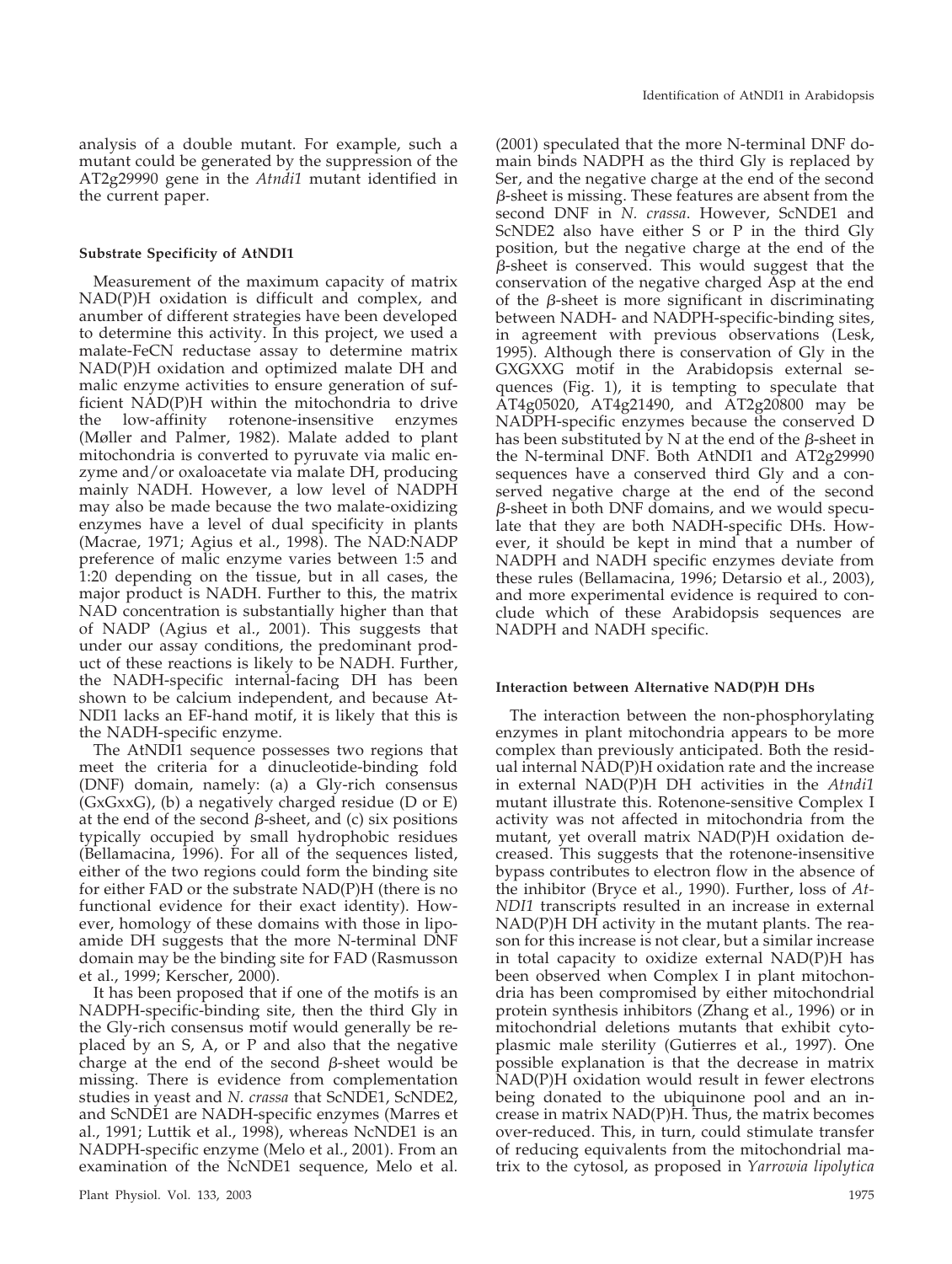analysis of a double mutant. For example, such a mutant could be generated by the suppression of the AT2g29990 gene in the *Atndi1* mutant identified in the current paper.

### Substrate Specificity of AtNDI1

Measurement of the maximum capacity of matrix NAD(P)H oxidation is difficult and complex, and anumber of different strategies have been developed to determine this activity. In this project, we used a malate-FeCN reductase assay to determine matrix NAD(P)H oxidation and optimized malate DH and malic enzyme activities to ensure generation of sufficient NAD(P)H within the mitochondria to drive the low-affinity rotenone-insensitive enzymes (Møller and Palmer, 1982). Malate added to plant mitochondria is converted to pyruvate via malic enzyme and/or oxaloacetate via malate DH, producing mainly NADH. However, a low level of NADPH may also be made because the two malate-oxidizing enzymes have a level of dual specificity in plants (Macrae, 1971; Agius et al., 1998). The NAD:NADP preference of malic enzyme varies between 1:5 and 1:20 depending on the tissue, but in all cases, the major product is NADH. Further to this, the matrix NAD concentration is substantially higher than that of NADP (Agius et al., 2001). This suggests that under our assay conditions, the predominant product of these reactions is likely to be NADH. Further, the NADH-specific internal-facing DH has been shown to be calcium independent, and because AtNDI1 lacks an EF-hand motif, it is likely that this is the NADH-specific enzyme.

The AtNDI1 sequence possesses two regions that meet the criteria for a dinucleotide-binding fold (DNF) domain, namely: (a) a Gly-rich consensus (GxGxxG), (b) a negatively charged residue (D or E) at the end of the second $\beta$-sheet, and (c) six positions typically occupied by small hydrophobic residues (Bellamacina, 1996). For all of the sequences listed, either of the two regions could form the binding site for either FAD or the substrate NAD(P)H (there is no functional evidence for their exact identity). However, homology of these domains with those in lipoamide DH suggests that the more N-terminal DNF domain may be the binding site for FAD (Rasmusson et al., 1999; Kerscher, 2000).

It has been proposed that if one of the motifs is an NADPH-specific-binding site, then the third Gly in the Gly-rich consensus motif would generally be replaced by an S, A, or P and also that the negative charge at the end of the second $\beta$-sheet would be missing. There is evidence from complementation studies in yeast and *N. crassa* that ScNDE1, ScNDE2, and ScNDI1 are NADH-specific enzymes (Marres et al., 1991; Luttik et al., 1998), whereas NcNDE1 is an NADPH-specific enzyme (Melo et al., 2001). From an examination of the NcNDE1 sequence, Melo et al. (2001) speculated that the more N-terminal DNF domain binds NADPH as the third Gly is replaced by Ser, and the negative charge at the end of the second $\beta$-sheet is missing. These features are absent from the second DNF in *N. crassa*. However, ScNDE1 and ScNDE2 also have either S or P in the third Gly position, but the negative charge at the end of the $\beta$-sheet is conserved. This would suggest that the conservation of the negative charged Asp at the end of the $\beta$-sheet is more significant in discriminating between NADH- and NADPH-specific-binding sites, in agreement with previous observations (Lesk, 1995). Although there is conservation of Gly in the GXGXXG motif in the Arabidopsis external sequences (Fig. 1), it is tempting to speculate that AT4g05020, AT4g21490, and AT2g20800 may be NADPH-specific enzymes because the conserved D has been substituted by N at the end of the $\beta$-sheet in the N-terminal DNF. Both AtNDI1 and AT2g29990 sequences have a conserved third Gly and a conserved negative charge at the end of the second $\beta$-sheet in both DNF domains, and we would speculate that they are both NADH-specific DHs. However, it should be kept in mind that a number of NADPH and NADH specific enzymes deviate from these rules (Bellamacina, 1996; Detarsio et al., 2003), and more experimental evidence is required to conclude which of these Arabidopsis sequences are NADPH and NADH specific.

### Interaction between Alternative NAD(P)H DHs

The interaction between the non-phosphorylating enzymes in plant mitochondria appears to be more complex than previously anticipated. Both the residual internal NAD(P)H oxidation rate and the increase in external NAD(P)H DH activities in the *Atndi1* mutant illustrate this. Rotenone-sensitive Complex I activity was not affected in mitochondria from the mutant, yet overall matrix NAD(P)H oxidation decreased. This suggests that the rotenone-insensitive bypass contributes to electron flow in the absence of the inhibitor (Bryce et al., 1990). Further, loss of *AtNDI1* transcripts resulted in an increase in external NAD(P)H DH activity in the mutant plants. The reason for this increase is not clear, but a similar increase in total capacity to oxidize external NAD(P)H has been observed when Complex I in plant mitochondria has been compromised by either mitochondrial protein synthesis inhibitors (Zhang et al., 1996) or in mitochondrial deletions mutants that exhibit cytoplasmic male sterility (Gutierres et al., 1997). One possible explanation is that the decrease in matrix NAD(P)H oxidation would result in fewer electrons being donated to the ubiquinone pool and an increase in matrix NAD(P)H. Thus, the matrix becomes over-reduced. This, in turn, could stimulate transfer of reducing equivalents from the mitochondrial matrix to the cytosol, as proposed in *Yarrowia lipolytica*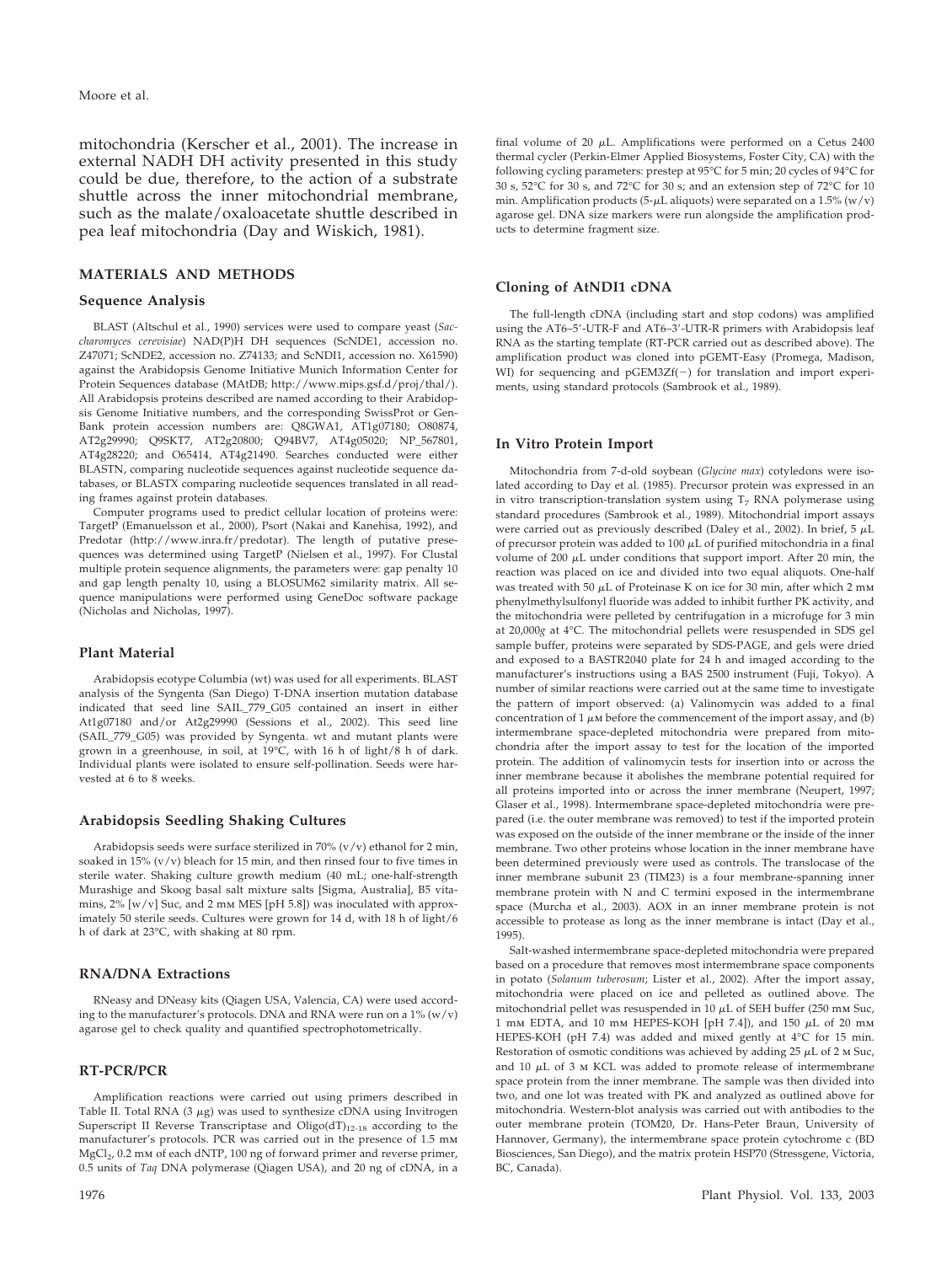mitochondria (Kerscher et al., 2001). The increase in external NADH DH activity presented in this study could be due, therefore, to the action of a substrate shuttle across the inner mitochondrial membrane, such as the malate/oxaloacetate shuttle described in pea leaf mitochondria (Day and Wiskich, 1981).

## MATERIALS AND METHODS

### Sequence Analysis

BLAST (Altschul et al., 1990) services were used to compare yeast (*Saccharomyces cerevisiae*) NAD(P)H DH sequences (ScNDE1, accession no. Z47071; ScNDE2, accession no. Z74133; and ScNDI1, accession no. X61590) against the Arabidopsis Genome Initiative Munich Information Center for Protein Sequences database (MAtDB; http://www.mips.gsf.d/proj/thal/). All Arabidopsis proteins described are named according to their Arabidopsis Genome Initiative numbers, and the corresponding SwissProt or GenBank protein accession numbers are: Q8GWA1, AT1g07180; O80874, AT2g29990; Q9SKT7, AT2g20800; Q94BV7, AT4g05020; NP_567801, AT4g28220; and O65414, AT4g21490. Searches conducted were either BLASTN, comparing nucleotide sequences against nucleotide sequence databases, or BLASTX comparing nucleotide sequences translated in all reading frames against protein databases.

Computer programs used to predict cellular location of proteins were: TargetP (Emanuelsson et al., 2000), Psort (Nakai and Kanehisa, 1992), and Predotar (http://www.inra.fr/predotar). The length of putative presequences was determined using TargetP (Nielsen et al., 1997). For Clustal multiple protein sequence alignments, the parameters were: gap penalty 10 and gap length penalty 10, using a BLOSUM62 similarity matrix. All sequence manipulations were performed using GeneDoc software package (Nicholas and Nicholas, 1997).

### Plant Material

Arabidopsis ecotype Columbia (wt) was used for all experiments. BLAST analysis of the Syngenta (San Diego) T-DNA insertion mutation database indicated that seed line SAIL_779_G05 contained an insert in either At1g07180 and/or At2g29990 (Sessions et al., 2002). This seed line (SAIL_779_G05) was provided by Syngenta. wt and mutant plants were grown in a greenhouse, in soil, at 19°C, with 16 h of light/8 h of dark. Individual plants were isolated to ensure self-pollination. Seeds were harvested at 6 to 8 weeks.

### Arabidopsis Seedling Shaking Cultures

Arabidopsis seeds were surface sterilized in 70% (v/v) ethanol for 2 min, soaked in 15% (v/v) bleach for 15 min, and then rinsed four to five times in sterile water. Shaking culture growth medium (40 mL; one-half-strength Murashige and Skoog basal salt mixture salts [Sigma, Australia], B5 vitamins, 2% [w/v] Suc, and 2 mM MES [pH 5.8]) was inoculated with approximately 50 sterile seeds. Cultures were grown for 14 d, with 18 h of light/6 h of dark at 23°C, with shaking at 80 rpm.

### RNA/DNA Extractions

RNeasy and DNeasy kits (Qiagen USA, Valencia, CA) were used according to the manufacturer's protocols. DNA and RNA were run on a 1% (w/v) agarose gel to check quality and quantified spectrophotometrically.

### RT-PCR/PCR

Amplification reactions were carried out using primers described in Table II. Total RNA (3 $\mu$g) was used to synthesize cDNA using Invitrogen Superscript II Reverse Transcriptase and Oligo(dT)$_{12-18}$ according to the manufacturer's protocols. PCR was carried out in the presence of 1.5 mM $MgCl_2$, 0.2 mM of each dNTP, 100 ng of forward primer and reverse primer, 0.5 units of *Taq* DNA polymerase (Qiagen USA), and 20 ng of cDNA, in a final volume of 20 $\mu$L. Amplifications were performed on a Cetus 2400 thermal cycler (Perkin-Elmer Applied Biosystems, Foster City, CA) with the following cycling parameters: prestep at 95°C for 5 min; 20 cycles of 94°C for 30 s, 52°C for 30 s, and 72°C for 30 s; and an extension step of 72°C for 10 min. Amplification products (5-$\mu$L aliquots) were separated on a 1.5% (w/v) agarose gel. DNA size markers were run alongside the amplification products to determine fragment size.

### Cloning of AtNDI1 cDNA

The full-length cDNA (including start and stop codons) was amplified using the AT6–5′-UTR-F and AT6–3′-UTR-R primers with Arabidopsis leaf RNA as the starting template (RT-PCR carried out as described above). The amplification product was cloned into pGEMT-Easy (Promega, Madison, WI) for sequencing and pGEM3Zf(−) for translation and import experiments, using standard protocols (Sambrook et al., 1989).

### In Vitro Protein Import

Mitochondria from 7-d-old soybean (*Glycine max*) cotyledons were isolated according to Day et al. (1985). Precursor protein was expressed in an in vitro transcription-translation system using $T_7$ RNA polymerase using standard procedures (Sambrook et al., 1989). Mitochondrial import assays were carried out as previously described (Daley et al., 2002). In brief, 5 $\mu$L of precursor protein was added to 100 $\mu$L of purified mitochondria in a final volume of 200 $\mu$L under conditions that support import. After 20 min, the reaction was placed on ice and divided into two equal aliquots. One-half was treated with 50 $\mu$L of Proteinase K on ice for 30 min, after which 2 mM phenylmethylsulfonyl fluoride was added to inhibit further PK activity, and the mitochondria were pelleted by centrifugation in a microfuge for 3 min at 20,000*g* at 4°C. The mitochondrial pellets were resuspended in SDS gel sample buffer, proteins were separated by SDS-PAGE, and gels were dried and exposed to a BASTR2040 plate for 24 h and imaged according to the manufacturer's instructions using a BAS 2500 instrument (Fuji, Tokyo). A number of similar reactions were carried out at the same time to investigate the pattern of import observed: (a) Valinomycin was added to a final concentration of 1 $\mu$M before the commencement of the import assay, and (b) intermembrane space-depleted mitochondria were prepared from mitochondria after the import assay to test for the location of the imported protein. The addition of valinomycin tests for insertion into or across the inner membrane because it abolishes the membrane potential required for all proteins imported into or across the inner membrane (Neupert, 1997; Glaser et al., 1998). Intermembrane space-depleted mitochondria were prepared (i.e. the outer membrane was removed) to test if the imported protein was exposed on the outside of the inner membrane or the inside of the inner membrane. Two other proteins whose location in the inner membrane have been determined previously were used as controls. The translocase of the inner membrane subunit 23 (TIM23) is a four membrane-spanning inner membrane protein with N and C termini exposed in the intermembrane space (Murcha et al., 2003). AOX in an inner membrane protein is not accessible to protease as long as the inner membrane is intact (Day et al., 1995).

Salt-washed intermembrane space-depleted mitochondria were prepared based on a procedure that removes most intermembrane space components in potato (*Solanum tuberosum*; Lister et al., 2002). After the import assay, mitochondria were placed on ice and pelleted as outlined above. The mitochondrial pellet was resuspended in 10 $\mu$L of SEH buffer (250 mM Suc, 1 mM EDTA, and 10 mM HEPES-KOH [pH 7.4]), and 150 $\mu$L of 20 mM HEPES-KOH (pH 7.4) was added and mixed gently at 4°C for 15 min. Restoration of osmotic conditions was achieved by adding 25 $\mu$L of 2 M Suc, and 10 $\mu$L of 3 M KCL was added to promote release of intermembrane space protein from the inner membrane. The sample was then divided into two, and one lot was treated with PK and analyzed as outlined above for mitochondria. Western-blot analysis was carried out with antibodies to the outer membrane protein (TOM20, Dr. Hans-Peter Braun, University of Hannover, Germany), the intermembrane space protein cytochrome c (BD Biosciences, San Diego), and the matrix protein HSP70 (Stressgene, Victoria, BC, Canada).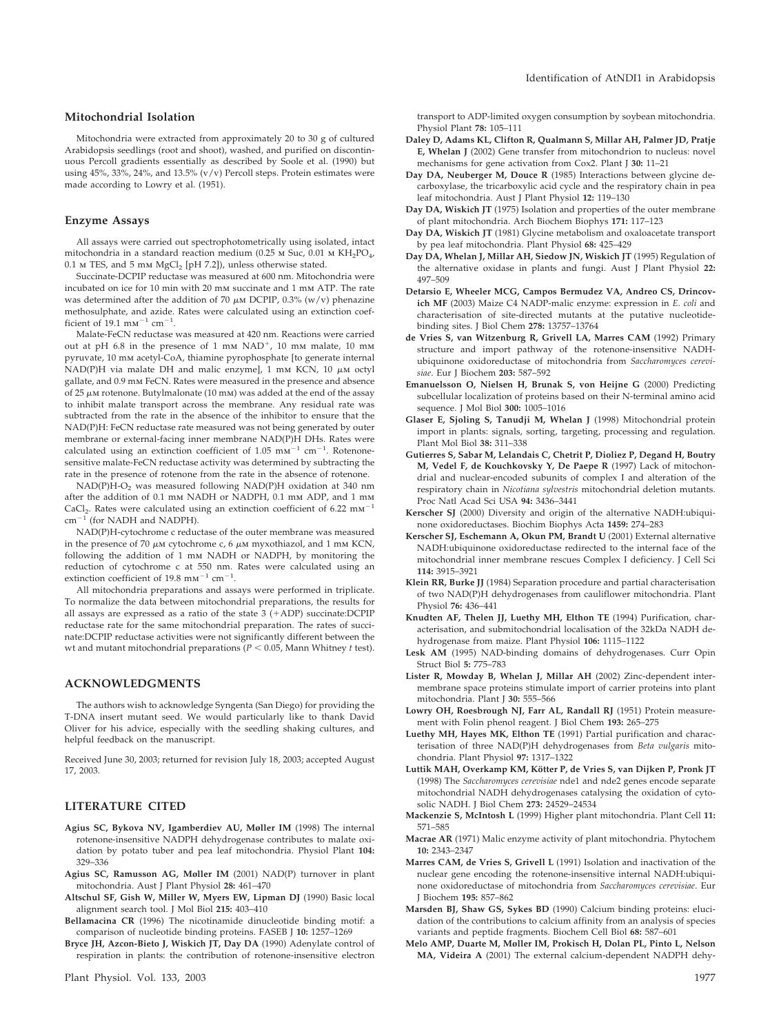### Mitochondrial Isolation

Mitochondria were extracted from approximately 20 to 30 g of cultured Arabidopsis seedlings (root and shoot), washed, and purified on discontinuous Percoll gradients essentially as described by Soole et al. (1990) but using 45%, 33%, 24%, and 13.5% (v/v) Percoll steps. Protein estimates were made according to Lowry et al. (1951).

### Enzyme Assays

All assays were carried out spectrophotometrically using isolated, intact mitochondria in a standard reaction medium (0.25 M Suc, 0.01 M $KH_2PO_4$, 0.1 M TES, and 5 mM $MgCl_2$ [pH 7.2]), unless otherwise stated.

Succinate-DCPIP reductase was measured at 600 nm. Mitochondria were incubated on ice for 10 min with 20 mM succinate and 1 mM ATP. The rate was determined after the addition of 70 $\mu$M DCPIP, 0.3% (w/v) phenazine methosulphate, and azide. Rates were calculated using an extinction coefficient of 19.1 $mM^{-1}$ $cm^{-1}$.

Malate-FeCN reductase was measured at 420 nm. Reactions were carried out at pH 6.8 in the presence of 1 mM $NAD^+$, 10 mM malate, 10 mM pyruvate, 10 mM acetyl-CoA, thiamine pyrophosphate [to generate internal NAD(P)H via malate DH and malic enzyme], 1 mM KCN, 10 $\mu$M octyl gallate, and 0.9 mM FeCN. Rates were measured in the presence and absence of 25 $\mu$M rotenone. Butylmalonate (10 mM) was added at the end of the assay to inhibit malate transport across the membrane. Any residual rate was subtracted from the rate in the absence of the inhibitor to ensure that the NAD(P)H: FeCN reductase rate measured was not being generated by outer membrane or external-facing inner membrane NAD(P)H DHs. Rates were calculated using an extinction coefficient of 1.05 $mM^{-1}$ $cm^{-1}$. Rotenone-sensitive malate-FeCN reductase activity was determined by subtracting the rate in the presence of rotenone from the rate in the absence of rotenone.

NAD(P)H-$O_2$ was measured following NAD(P)H oxidation at 340 nm after the addition of 0.1 mM NADH or NADPH, 0.1 mM ADP, and 1 mM $CaCl_2$. Rates were calculated using an extinction coefficient of 6.22 $mM^{-1}$ $cm^{-1}$ (for NADH and NADPH).

NAD(P)H-cytochrome c reductase of the outer membrane was measured in the presence of 70 $\mu$M cytochrome c, 6 $\mu$M myxothiazol, and 1 mM KCN, following the addition of 1 mM NADH or NADPH, by monitoring the reduction of cytochrome c at 550 nm. Rates were calculated using an extinction coefficient of 19.8 $mM^{-1}$ $cm^{-1}$.

All mitochondria preparations and assays were performed in triplicate. To normalize the data between mitochondrial preparations, the results for all assays are expressed as a ratio of the state 3 (+ADP) succinate:DCPIP reductase rate for the same mitochondrial preparation. The rates of succinate:DCPIP reductase activities were not significantly different between the wt and mutant mitochondrial preparations ($P < 0.05$, Mann Whitney $t$ test).

## ACKNOWLEDGMENTS

The authors wish to acknowledge Syngenta (San Diego) for providing the T-DNA insert mutant seed. We would particularly like to thank David Oliver for his advice, especially with the seedling shaking cultures, and helpful feedback on the manuscript.

Received June 30, 2003; returned for revision July 18, 2003; accepted August 17, 2003.

## LITERATURE CITED

**Agius SC, Bykova NV, Igamberdiev AU, Møller IM** (1998) The internal rotenone-insensitive NADPH dehydrogenase contributes to malate oxidation by potato tuber and pea leaf mitochondria. Physiol Plant **104:** 329–336

**Agius SC, Ramusson AG, Møller IM** (2001) NAD(P) turnover in plant mitochondria. Aust J Plant Physiol **28:** 461–470

**Altschul SF, Gish W, Miller W, Myers EW, Lipman DJ** (1990) Basic local alignment search tool. J Mol Biol **215:** 403–410

**Bellamacina CR** (1996) The nicotinamide dinucleotide binding motif: a comparison of nucleotide binding proteins. FASEB J **10:** 1257–1269

**Bryce JH, Azcon-Bieto J, Wiskich JT, Day DA** (1990) Adenylate control of respiration in plants: the contribution of rotenone-insensitive electron transport to ADP-limited oxygen consumption by soybean mitochondria. Physiol Plant **78:** 105–111

**Daley D, Adams KL, Clifton R, Qualmann S, Millar AH, Palmer JD, Pratje E, Whelan J** (2002) Gene transfer from mitochondrion to nucleus: novel mechanisms for gene activation from Cox2. Plant J **30:** 11–21

**Day DA, Neuberger M, Douce R** (1985) Interactions between glycine decarboxylase, the tricarboxylic acid cycle and the respiratory chain in pea leaf mitochondria. Aust J Plant Physiol **12:** 119–130

**Day DA, Wiskich JT** (1975) Isolation and properties of the outer membrane of plant mitochondria. Arch Biochem Biophys **171:** 117–123

**Day DA, Wiskich JT** (1981) Glycine metabolism and oxaloacetate transport by pea leaf mitochondria. Plant Physiol **68:** 425–429

**Day DA, Whelan J, Millar AH, Siedow JN, Wiskich JT** (1995) Regulation of the alternative oxidase in plants and fungi. Aust J Plant Physiol **22:** 497–509

**Detarsio E, Wheeler MCG, Campos Bermudez VA, Andreo CS, Drincovich MF** (2003) Maize C4 NADP-malic enzyme: expression in *E. coli* and characterisation of site-directed mutants at the putative nucleotide-binding sites. J Biol Chem **278:** 13757–13764

**de Vries S, van Witzenburg R, Grivell LA, Marres CAM** (1992) Primary structure and import pathway of the rotenone-insensitive NADH-ubiquinone oxidoreductase of mitochondria from *Saccharomyces cerevisiae*. Eur J Biochem **203:** 587–592

**Emanuelsson O, Nielsen H, Brunak S, von Heijne G** (2000) Predicting subcellular localization of proteins based on their N-terminal amino acid sequence. J Mol Biol **300:** 1005–1016

**Glaser E, Sjoling S, Tanudji M, Whelan J** (1998) Mitochondrial protein import in plants: signals, sorting, targeting, processing and regulation. Plant Mol Biol **38:** 311–338

**Gutierres S, Sabar M, Lelandais C, Chetrit P, Dioliez P, Degand H, Boutry M, Vedel F, de Kouchkovsky Y, De Paepe R** (1997) Lack of mitochondrial and nuclear-encoded subunits of complex I and alteration of the respiratory chain in *Nicotiana sylvestris* mitochondrial deletion mutants. Proc Natl Acad Sci USA **94:** 3436–3441

**Kerscher SJ** (2000) Diversity and origin of the alternative NADH:ubiquinone oxidoreductases. Biochim Biophys Acta **1459:** 274–283

**Kerscher SJ, Eschemann A, Okun PM, Brandt U** (2001) External alternative NADH:ubiquinone oxidoreductase redirected to the internal face of the mitochondrial inner membrane rescues Complex I deficiency. J Cell Sci **114:** 3915–3921

**Klein RR, Burke JJ** (1984) Separation procedure and partial characterisation of two NAD(P)H dehydrogenases from cauliflower mitochondria. Plant Physiol **76:** 436–441

**Knudten AF, Thelen JJ, Luethy MH, Elthon TE** (1994) Purification, characterisation, and submitochondrial localisation of the 32kDa NADH dehydrogenase from maize. Plant Physiol **106:** 1115–1122

**Lesk AM** (1995) NAD-binding domains of dehydrogenases. Curr Opin Struct Biol **5:** 775–783

**Lister R, Mowday B, Whelan J, Millar AH** (2002) Zinc-dependent intermembrane space proteins stimulate import of carrier proteins into plant mitochondria. Plant J **30:** 555–566

**Lowry OH, Roesbrough NJ, Farr AL, Randall RJ** (1951) Protein measurement with Folin phenol reagent. J Biol Chem **193:** 265–275

**Luethy MH, Hayes MK, Elthon TE** (1991) Partial purification and characterisation of three NAD(P)H dehydrogenases from *Beta vulgaris* mitochondria. Plant Physiol **97:** 1317–1322

**Luttik MAH, Overkamp KM, Kötter P, de Vries S, van Dijken P, Pronk JT** (1998) The *Saccharomyces cerevisiae* nde1 and nde2 genes encode separate mitochondrial NADH dehydrogenases catalysing the oxidation of cytosolic NADH. J Biol Chem **273:** 24529–24534

**Mackenzie S, McIntosh L** (1999) Higher plant mitochondria. Plant Cell **11:** 571–585

**Macrae AR** (1971) Malic enzyme activity of plant mitochondria. Phytochem **10:** 2343–2347

**Marres CAM, de Vries S, Grivell L** (1991) Isolation and inactivation of the nuclear gene encoding the rotenone-insensitive internal NADH:ubiquinone oxidoreductase of mitochondria from *Saccharomyces cerevisiae*. Eur J Biochem **195:** 857–862

**Marsden BJ, Shaw GS, Sykes BD** (1990) Calcium binding proteins: elucidation of the contributions to calcium affinity from an analysis of species variants and peptide fragments. Biochem Cell Biol **68:** 587–601

**Melo AMP, Duarte M, Møller IM, Prokisch H, Dolan PL, Pinto L, Nelson MA, Videira A** (2001) The external calcium-dependent NADPH dehy-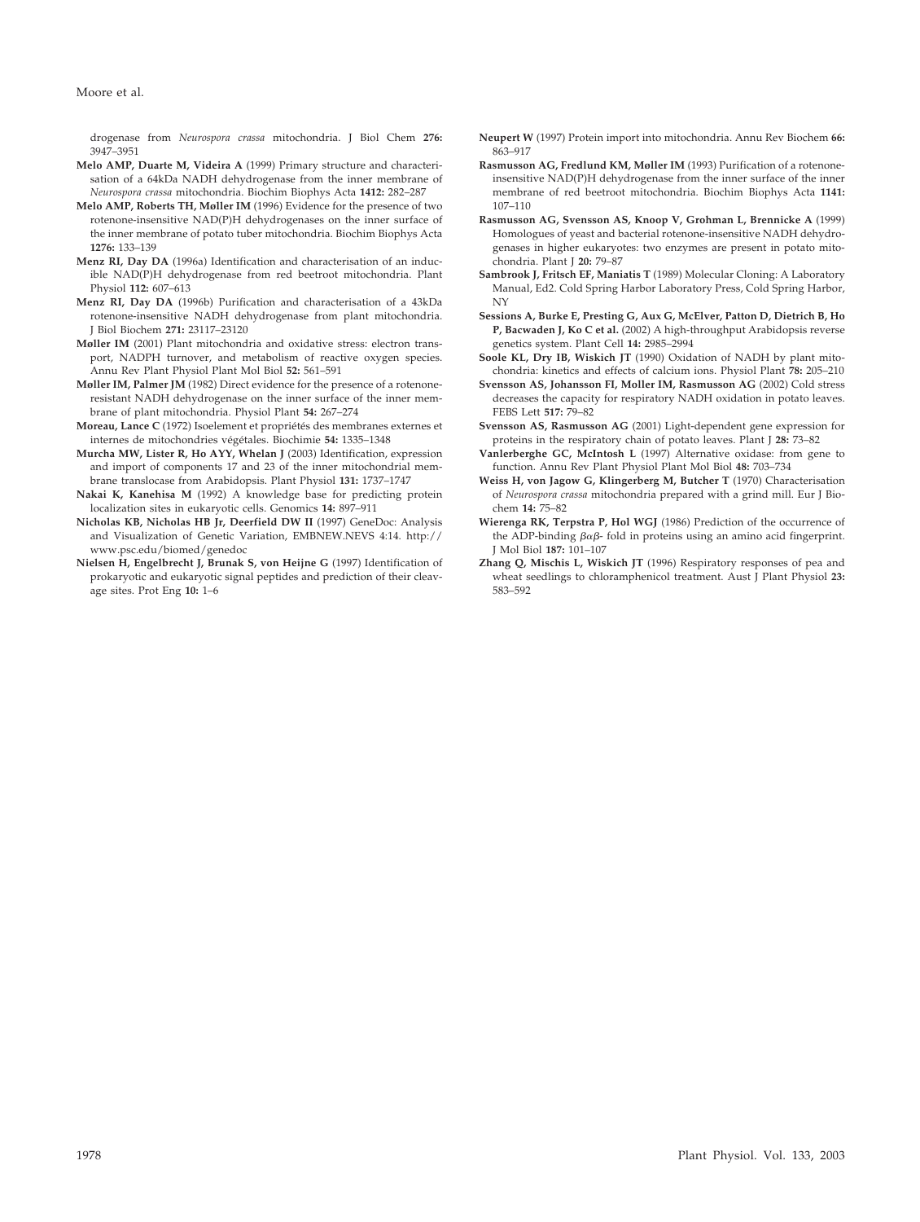drogenase from *Neurospora crassa* mitochondria. J Biol Chem **276:** 3947–3951

**Melo AMP, Duarte M, Videira A** (1999) Primary structure and characterisation of a 64kDa NADH dehydrogenase from the inner membrane of *Neurospora crassa* mitochondria. Biochim Biophys Acta **1412:** 282–287

**Melo AMP, Roberts TH, Møller IM** (1996) Evidence for the presence of two rotenone-insensitive NAD(P)H dehydrogenases on the inner surface of the inner membrane of potato tuber mitochondria. Biochim Biophys Acta **1276:** 133–139

**Menz RI, Day DA** (1996a) Identification and characterisation of an inducible NAD(P)H dehydrogenase from red beetroot mitochondria. Plant Physiol **112:** 607–613

**Menz RI, Day DA** (1996b) Purification and characterisation of a 43kDa rotenone-insensitive NADH dehydrogenase from plant mitochondria. J Biol Biochem **271:** 23117–23120

**Møller IM** (2001) Plant mitochondria and oxidative stress: electron transport, NADPH turnover, and metabolism of reactive oxygen species. Annu Rev Plant Physiol Plant Mol Biol **52:** 561–591

**Møller IM, Palmer JM** (1982) Direct evidence for the presence of a rotenone-resistant NADH dehydrogenase on the inner surface of the inner membrane of plant mitochondria. Physiol Plant **54:** 267–274

**Moreau, Lance C** (1972) Isoelement et propriétés des membranes externes et internes de mitochondries végétales. Biochimie **54:** 1335–1348

**Murcha MW, Lister R, Ho AYY, Whelan J** (2003) Identification, expression and import of components 17 and 23 of the inner mitochondrial membrane translocase from Arabidopsis. Plant Physiol **131:** 1737–1747

**Nakai K, Kanehisa M** (1992) A knowledge base for predicting protein localization sites in eukaryotic cells. Genomics **14:** 897–911

**Nicholas KB, Nicholas HB Jr, Deerfield DW II** (1997) GeneDoc: Analysis and Visualization of Genetic Variation, EMBNEW.NEVS 4:14. http://www.psc.edu/biomed/genedoc

**Nielsen H, Engelbrecht J, Brunak S, von Heijne G** (1997) Identification of prokaryotic and eukaryotic signal peptides and prediction of their cleavage sites. Prot Eng **10:** 1–6

**Neupert W** (1997) Protein import into mitochondria. Annu Rev Biochem **66:** 863–917

**Rasmusson AG, Fredlund KM, Møller IM** (1993) Purification of a rotenone-insensitive NAD(P)H dehydrogenase from the inner surface of the inner membrane of red beetroot mitochondria. Biochim Biophys Acta **1141:** 107–110

**Rasmusson AG, Svensson AS, Knoop V, Grohman L, Brennicke A** (1999) Homologues of yeast and bacterial rotenone-insensitive NADH dehydrogenases in higher eukaryotes: two enzymes are present in potato mitochondria. Plant J **20:** 79–87

**Sambrook J, Fritsch EF, Maniatis T** (1989) Molecular Cloning: A Laboratory Manual, Ed2. Cold Spring Harbor Laboratory Press, Cold Spring Harbor, NY

**Sessions A, Burke E, Presting G, Aux G, McElver, Patton D, Dietrich B, Ho P, Bacwaden J, Ko C et al.** (2002) A high-throughput Arabidopsis reverse genetics system. Plant Cell **14:** 2985–2994

**Soole KL, Dry IB, Wiskich JT** (1990) Oxidation of NADH by plant mitochondria: kinetics and effects of calcium ions. Physiol Plant **78:** 205–210

**Svensson AS, Johansson FI, Moller IM, Rasmusson AG** (2002) Cold stress decreases the capacity for respiratory NADH oxidation in potato leaves. FEBS Lett **517:** 79–82

**Svensson AS, Rasmusson AG** (2001) Light-dependent gene expression for proteins in the respiratory chain of potato leaves. Plant J **28:** 73–82

**Vanlerberghe GC, McIntosh L** (1997) Alternative oxidase: from gene to function. Annu Rev Plant Physiol Plant Mol Biol **48:** 703–734

**Weiss H, von Jagow G, Klingerberg M, Butcher T** (1970) Characterisation of *Neurospora crassa* mitochondria prepared with a grind mill. Eur J Biochem **14:** 75–82

**Wierenga RK, Terpstra P, Hol WGJ** (1986) Prediction of the occurrence of the ADP-binding $\beta\alpha\beta$- fold in proteins using an amino acid fingerprint. J Mol Biol **187:** 101–107

**Zhang Q, Mischis L, Wiskich JT** (1996) Respiratory responses of pea and wheat seedlings to chloramphenicol treatment. Aust J Plant Physiol **23:** 583–592